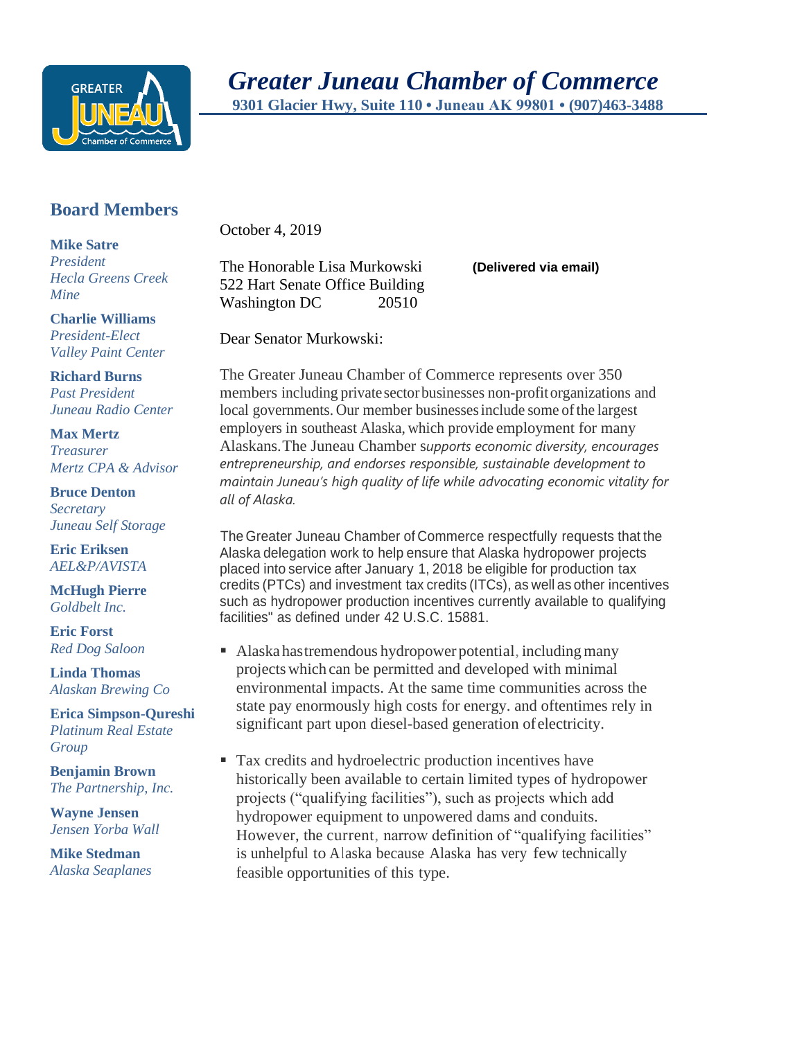# *Greater Juneau Chamber of Commerce*

**9301 Glacier Hwy, Suite 110 • Juneau AK 99801 • (907)463-3488**

## Board Members

**Mike Satre**
*President*
*Hecla Greens Creek Mine*

**Charlie Williams**
*President-Elect*
*Valley Paint Center*

**Richard Burns**
*Past President*
*Juneau Radio Center*

**Max Mertz**
*Treasurer*
*Mertz CPA & Advisor*

**Bruce Denton**
*Secretary*
*Juneau Self Storage*

**Eric Eriksen**
*AEL&P/AVISTA*

**McHugh Pierre**
*Goldbelt Inc.*

**Eric Forst**
*Red Dog Saloon*

**Linda Thomas**
*Alaskan Brewing Co*

**Erica Simpson-Qureshi**
*Platinum Real Estate Group*

**Benjamin Brown**
*The Partnership, Inc.*

**Wayne Jensen**
*Jensen Yorba Wall*

**Mike Stedman**
*Alaska Seaplanes*

October 4, 2019

The Honorable Lisa Murkowski **(Delivered via email)**
522 Hart Senate Office Building
Washington DC 20510

Dear Senator Murkowski:

The Greater Juneau Chamber of Commerce represents over 350 members including private sector businesses non-profit organizations and local governments. Our member businesses include some of the largest employers in southeast Alaska, which provide employment for many Alaskans. The Juneau Chamber s*upports economic diversity, encourages entrepreneurship, and endorses responsible, sustainable development to maintain Juneau's high quality of life while advocating economic vitality for all of Alaska.*

The Greater Juneau Chamber of Commerce respectfully requests that the Alaska delegation work to help ensure that Alaska hydropower projects placed into service after January 1, 2018 be eligible for production tax credits (PTCs) and investment tax credits (ITCs), as well as other incentives such as hydropower production incentives currently available to qualifying facilities" as defined under 42 U.S.C. 15881.

- Alaska has tremendous hydropower potential, including many projects which can be permitted and developed with minimal environmental impacts. At the same time communities across the state pay enormously high costs for energy. and oftentimes rely in significant part upon diesel-based generation of electricity.
- Tax credits and hydroelectric production incentives have historically been available to certain limited types of hydropower projects ("qualifying facilities"), such as projects which add hydropower equipment to unpowered dams and conduits. However, the current, narrow definition of "qualifying facilities" is unhelpful to Alaska because Alaska has very few technically feasible opportunities of this type.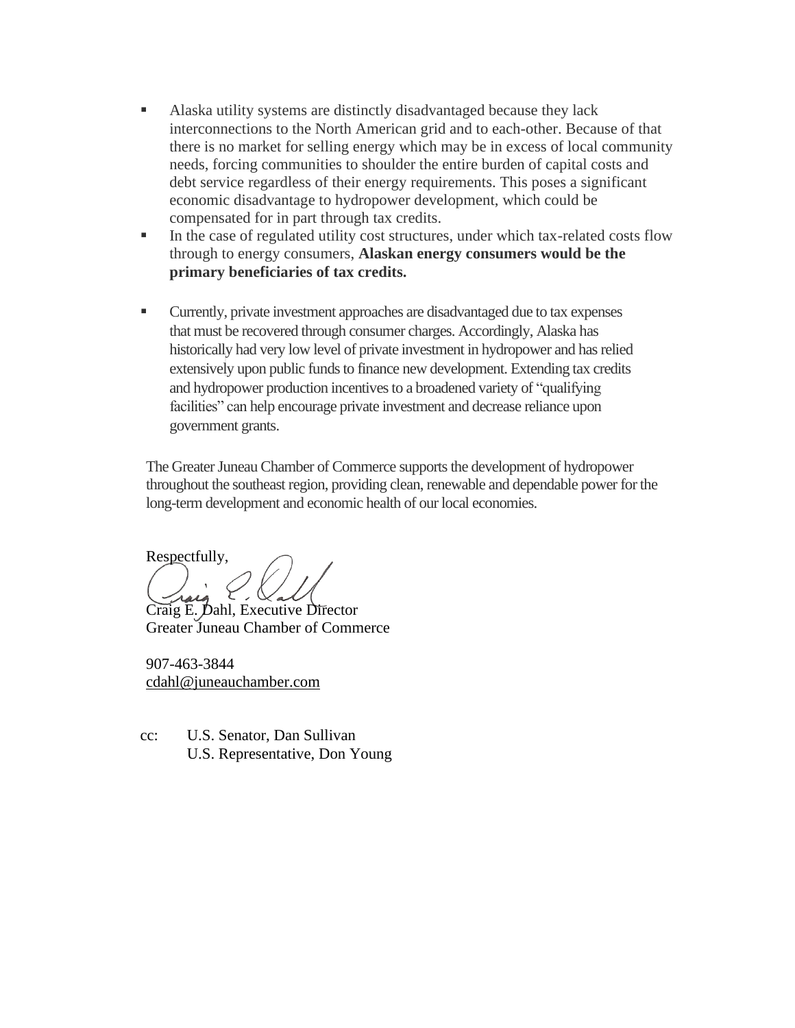- Alaska utility systems are distinctly disadvantaged because they lack interconnections to the North American grid and to each-other. Because of that there is no market for selling energy which may be in excess of local community needs, forcing communities to shoulder the entire burden of capital costs and debt service regardless of their energy requirements. This poses a significant economic disadvantage to hydropower development, which could be compensated for in part through tax credits.
- In the case of regulated utility cost structures, under which tax-related costs flow through to energy consumers, **Alaskan energy consumers would be the primary beneficiaries of tax credits.**

- Currently, private investment approaches are disadvantaged due to tax expenses that must be recovered through consumer charges. Accordingly, Alaska has historically had very low level of private investment in hydropower and has relied extensively upon public funds to finance new development. Extending tax credits and hydropower production incentives to a broadened variety of "qualifying facilities" can help encourage private investment and decrease reliance upon government grants.

The Greater Juneau Chamber of Commerce supports the development of hydropower throughout the southeast region, providing clean, renewable and dependable power for the long-term development and economic health of our local economies.

Respectfully,

Craig E. Dahl, Executive Director
Greater Juneau Chamber of Commerce

907-463-3844
cdahl@juneauchamber.com

cc: U.S. Senator, Dan Sullivan
U.S. Representative, Don Young